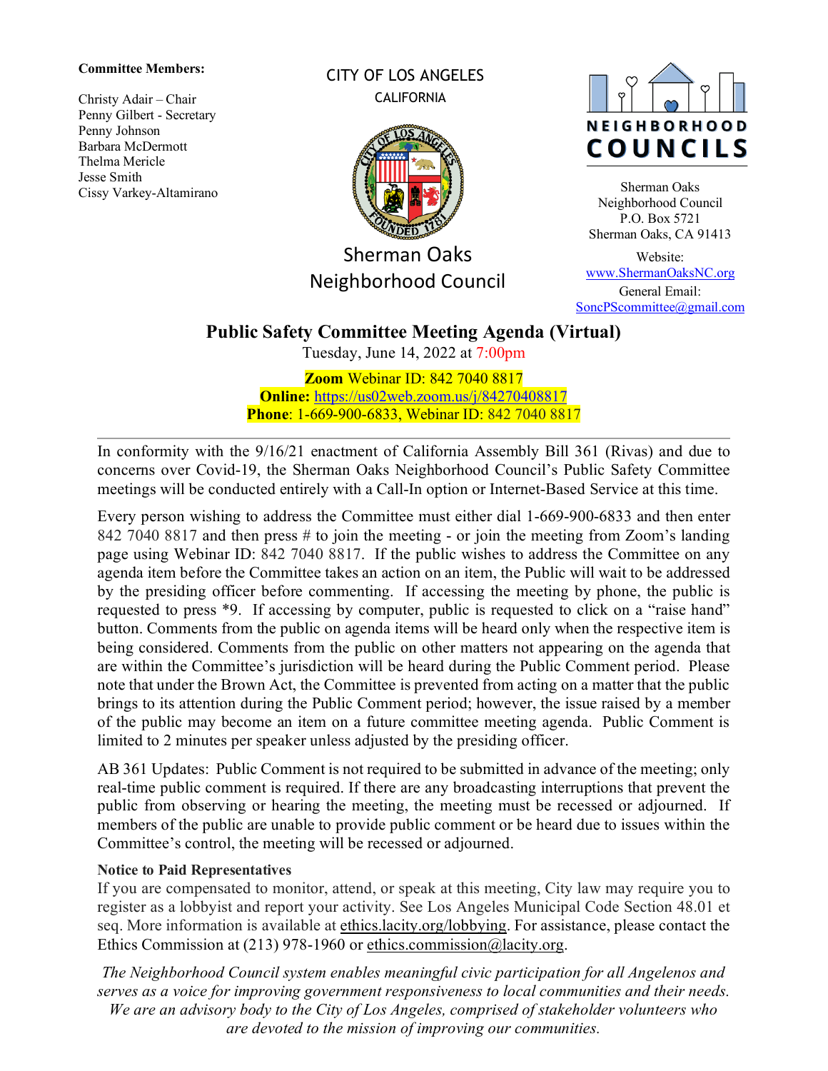**Committee Members:**

Christy Adair – Chair
Penny Gilbert - Secretary
Penny Johnson
Barbara McDermott
Thelma Mericle
Jesse Smith
Cissy Varkey-Altamirano

CITY OF LOS ANGELES
CALIFORNIA

Sherman Oaks
Neighborhood Council

NEIGHBORHOOD COUNCILS

Sherman Oaks
Neighborhood Council
P.O. Box 5721
Sherman Oaks, CA 91413

Website:
[www.ShermanOaksNC.org](http://www.ShermanOaksNC.org)
General Email:
[SoncPScommittee@gmail.com](mailto:SoncPScommittee@gmail.com)

# Public Safety Committee Meeting Agenda (Virtual)

Tuesday, June 14, 2022 at 7:00pm

**Zoom** Webinar ID: 842 7040 8817
**Online:** [https://us02web.zoom.us/j/84270408817](https://us02web.zoom.us/j/84270408817)
**Phone**: 1-669-900-6833, Webinar ID: 842 7040 8817

---

In conformity with the 9/16/21 enactment of California Assembly Bill 361 (Rivas) and due to concerns over Covid-19, the Sherman Oaks Neighborhood Council's Public Safety Committee meetings will be conducted entirely with a Call-In option or Internet-Based Service at this time.

Every person wishing to address the Committee must either dial 1-669-900-6833 and then enter 842 7040 8817 and then press # to join the meeting - or join the meeting from Zoom's landing page using Webinar ID: 842 7040 8817. If the public wishes to address the Committee on any agenda item before the Committee takes an action on an item, the Public will wait to be addressed by the presiding officer before commenting. If accessing the meeting by phone, the public is requested to press *9. If accessing by computer, public is requested to click on a "raise hand" button. Comments from the public on agenda items will be heard only when the respective item is being considered. Comments from the public on other matters not appearing on the agenda that are within the Committee's jurisdiction will be heard during the Public Comment period. Please note that under the Brown Act, the Committee is prevented from acting on a matter that the public brings to its attention during the Public Comment period; however, the issue raised by a member of the public may become an item on a future committee meeting agenda. Public Comment is limited to 2 minutes per speaker unless adjusted by the presiding officer.

AB 361 Updates: Public Comment is not required to be submitted in advance of the meeting; only real-time public comment is required. If there are any broadcasting interruptions that prevent the public from observing or hearing the meeting, the meeting must be recessed or adjourned. If members of the public are unable to provide public comment or be heard due to issues within the Committee's control, the meeting will be recessed or adjourned.

**Notice to Paid Representatives**

If you are compensated to monitor, attend, or speak at this meeting, City law may require you to register as a lobbyist and report your activity. See Los Angeles Municipal Code Section 48.01 et seq. More information is available at ethics.lacity.org/lobbying. For assistance, please contact the Ethics Commission at (213) 978-1960 or ethics.commission@lacity.org.

*The Neighborhood Council system enables meaningful civic participation for all Angelenos and serves as a voice for improving government responsiveness to local communities and their needs. We are an advisory body to the City of Los Angeles, comprised of stakeholder volunteers who are devoted to the mission of improving our communities.*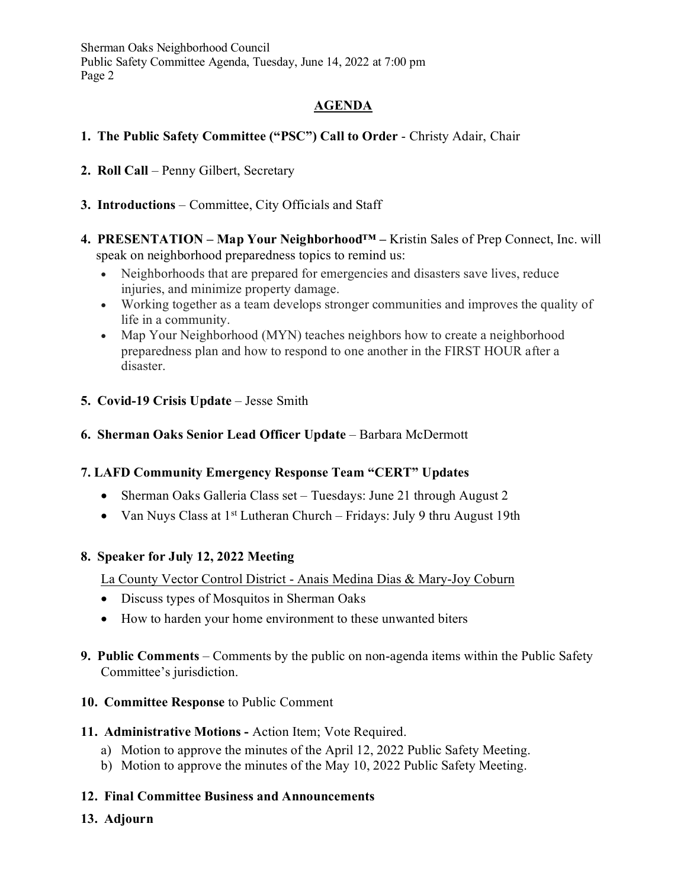## AGENDA

1. **The Public Safety Committee ("PSC") Call to Order** - Christy Adair, Chair

2. **Roll Call** – Penny Gilbert, Secretary

3. **Introductions** – Committee, City Officials and Staff

4. **PRESENTATION – Map Your Neighborhood™ –** Kristin Sales of Prep Connect, Inc. will speak on neighborhood preparedness topics to remind us:
   - Neighborhoods that are prepared for emergencies and disasters save lives, reduce injuries, and minimize property damage.
   - Working together as a team develops stronger communities and improves the quality of life in a community.
   - Map Your Neighborhood (MYN) teaches neighbors how to create a neighborhood preparedness plan and how to respond to one another in the FIRST HOUR after a disaster.

5. **Covid-19 Crisis Update** – Jesse Smith

6. **Sherman Oaks Senior Lead Officer Update** – Barbara McDermott

7. **LAFD Community Emergency Response Team "CERT" Updates**
   - Sherman Oaks Galleria Class set – Tuesdays: June 21 through August 2
   - Van Nuys Class at 1st Lutheran Church – Fridays: July 9 thru August 19th

8. **Speaker for July 12, 2022 Meeting**

   La County Vector Control District - Anais Medina Dias & Mary-Joy Coburn
   - Discuss types of Mosquitos in Sherman Oaks
   - How to harden your home environment to these unwanted biters

9. **Public Comments** – Comments by the public on non-agenda items within the Public Safety Committee's jurisdiction.

10. **Committee Response** to Public Comment

11. **Administrative Motions -** Action Item; Vote Required.
    a) Motion to approve the minutes of the April 12, 2022 Public Safety Meeting.
    b) Motion to approve the minutes of the May 10, 2022 Public Safety Meeting.

12. **Final Committee Business and Announcements**

13. **Adjourn**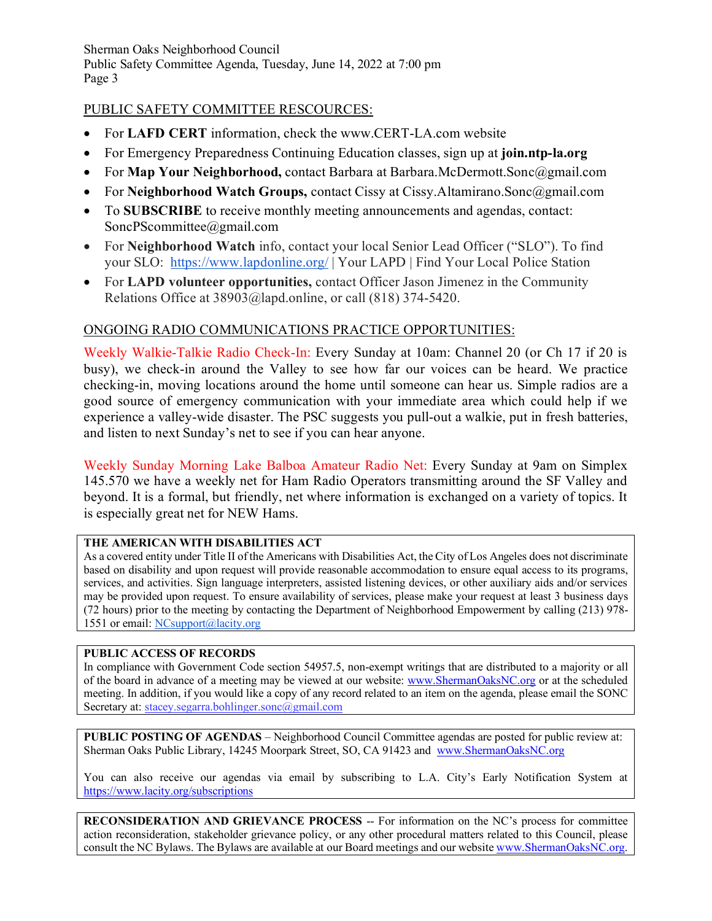## PUBLIC SAFETY COMMITTEE RESCOURCES:

- For **LAFD CERT** information, check the www.CERT-LA.com website
- For Emergency Preparedness Continuing Education classes, sign up at **join.ntp-la.org**
- For **Map Your Neighborhood,** contact Barbara at Barbara.McDermott.Sonc@gmail.com
- For **Neighborhood Watch Groups,** contact Cissy at Cissy.Altamirano.Sonc@gmail.com
- To **SUBSCRIBE** to receive monthly meeting announcements and agendas, contact: SoncPScommittee@gmail.com
- For **Neighborhood Watch** info, contact your local Senior Lead Officer ("SLO"). To find your SLO: https://www.lapdonline.org/ | Your LAPD | Find Your Local Police Station
- For **LAPD volunteer opportunities,** contact Officer Jason Jimenez in the Community Relations Office at 38903@lapd.online, or call (818) 374-5420.

## ONGOING RADIO COMMUNICATIONS PRACTICE OPPORTUNITIES:

Weekly Walkie-Talkie Radio Check-In: Every Sunday at 10am: Channel 20 (or Ch 17 if 20 is busy), we check-in around the Valley to see how far our voices can be heard. We practice checking-in, moving locations around the home until someone can hear us. Simple radios are a good source of emergency communication with your immediate area which could help if we experience a valley-wide disaster. The PSC suggests you pull-out a walkie, put in fresh batteries, and listen to next Sunday's net to see if you can hear anyone.

Weekly Sunday Morning Lake Balboa Amateur Radio Net: Every Sunday at 9am on Simplex 145.570 we have a weekly net for Ham Radio Operators transmitting around the SF Valley and beyond. It is a formal, but friendly, net where information is exchanged on a variety of topics. It is especially great net for NEW Hams.

**THE AMERICAN WITH DISABILITIES ACT**
As a covered entity under Title II of the Americans with Disabilities Act, the City of Los Angeles does not discriminate based on disability and upon request will provide reasonable accommodation to ensure equal access to its programs, services, and activities. Sign language interpreters, assisted listening devices, or other auxiliary aids and/or services may be provided upon request. To ensure availability of services, please make your request at least 3 business days (72 hours) prior to the meeting by contacting the Department of Neighborhood Empowerment by calling (213) 978-1551 or email: NCsupport@lacity.org

**PUBLIC ACCESS OF RECORDS**
In compliance with Government Code section 54957.5, non-exempt writings that are distributed to a majority or all of the board in advance of a meeting may be viewed at our website: www.ShermanOaksNC.org or at the scheduled meeting. In addition, if you would like a copy of any record related to an item on the agenda, please email the SONC Secretary at: stacey.segarra.bohlinger.sonc@gmail.com

**PUBLIC POSTING OF AGENDAS** – Neighborhood Council Committee agendas are posted for public review at: Sherman Oaks Public Library, 14245 Moorpark Street, SO, CA 91423 and www.ShermanOaksNC.org

You can also receive our agendas via email by subscribing to L.A. City's Early Notification System at https://www.lacity.org/subscriptions

**RECONSIDERATION AND GRIEVANCE PROCESS** -- For information on the NC's process for committee action reconsideration, stakeholder grievance policy, or any other procedural matters related to this Council, please consult the NC Bylaws. The Bylaws are available at our Board meetings and our website www.ShermanOaksNC.org.